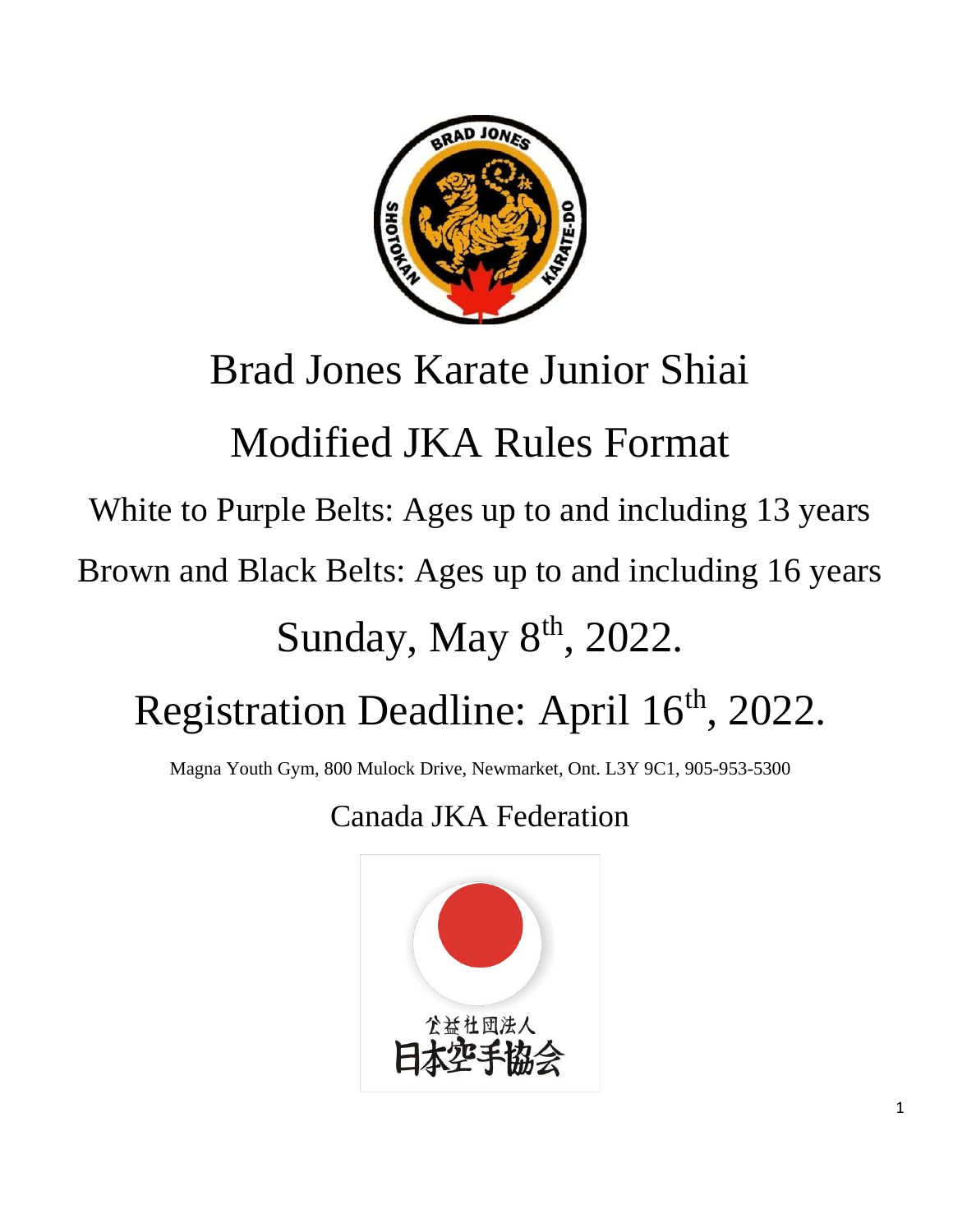# Brad Jones Karate Junior Shiai

# Modified JKA Rules Format

## White to Purple Belts: Ages up to and including 13 years

## Brown and Black Belts: Ages up to and including 16 years

# Sunday, May 8th, 2022.

# Registration Deadline: April 16th, 2022.

Magna Youth Gym, 800 Mulock Drive, Newmarket, Ont. L3Y 9C1, 905-953-5300

## Canada JKA Federation

公益社団法人
日本空手協会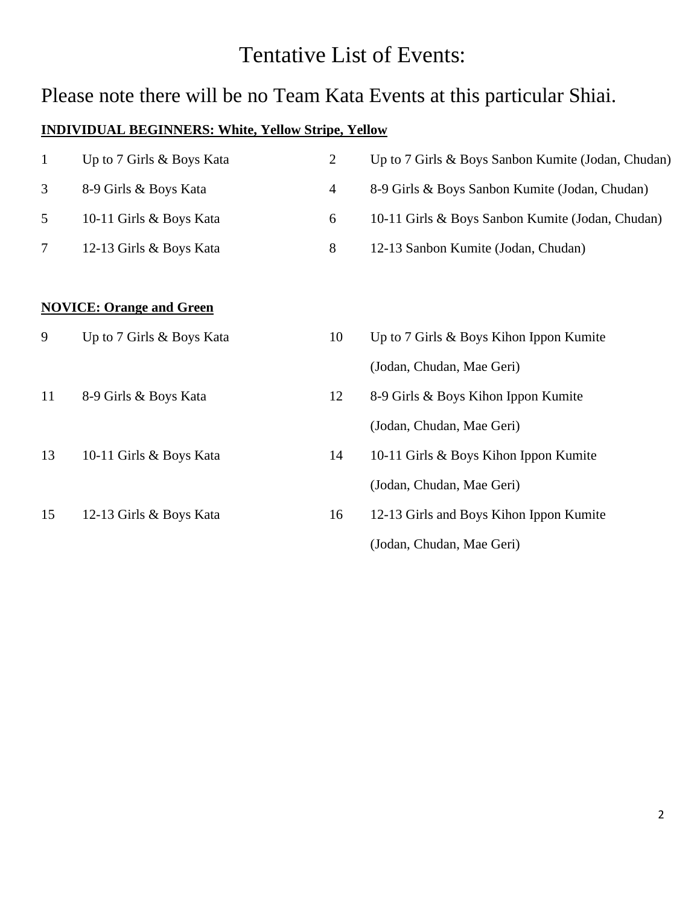# Tentative List of Events:

## Please note there will be no Team Kata Events at this particular Shiai.

**INDIVIDUAL BEGINNERS: White, Yellow Stripe, Yellow**

| | | | |
|---|---|---|---|
| 1 | Up to 7 Girls & Boys Kata | 2 | Up to 7 Girls & Boys Sanbon Kumite (Jodan, Chudan) |
| 3 | 8-9 Girls & Boys Kata | 4 | 8-9 Girls & Boys Sanbon Kumite (Jodan, Chudan) |
| 5 | 10-11 Girls & Boys Kata | 6 | 10-11 Girls & Boys Sanbon Kumite (Jodan, Chudan) |
| 7 | 12-13 Girls & Boys Kata | 8 | 12-13 Sanbon Kumite (Jodan, Chudan) |

**NOVICE: Orange and Green**

| | | | |
|---|---|---|---|
| 9 | Up to 7 Girls & Boys Kata | 10 | Up to 7 Girls & Boys Kihon Ippon Kumite (Jodan, Chudan, Mae Geri) |
| 11 | 8-9 Girls & Boys Kata | 12 | 8-9 Girls & Boys Kihon Ippon Kumite (Jodan, Chudan, Mae Geri) |
| 13 | 10-11 Girls & Boys Kata | 14 | 10-11 Girls & Boys Kihon Ippon Kumite (Jodan, Chudan, Mae Geri) |
| 15 | 12-13 Girls & Boys Kata | 16 | 12-13 Girls and Boys Kihon Ippon Kumite (Jodan, Chudan, Mae Geri) |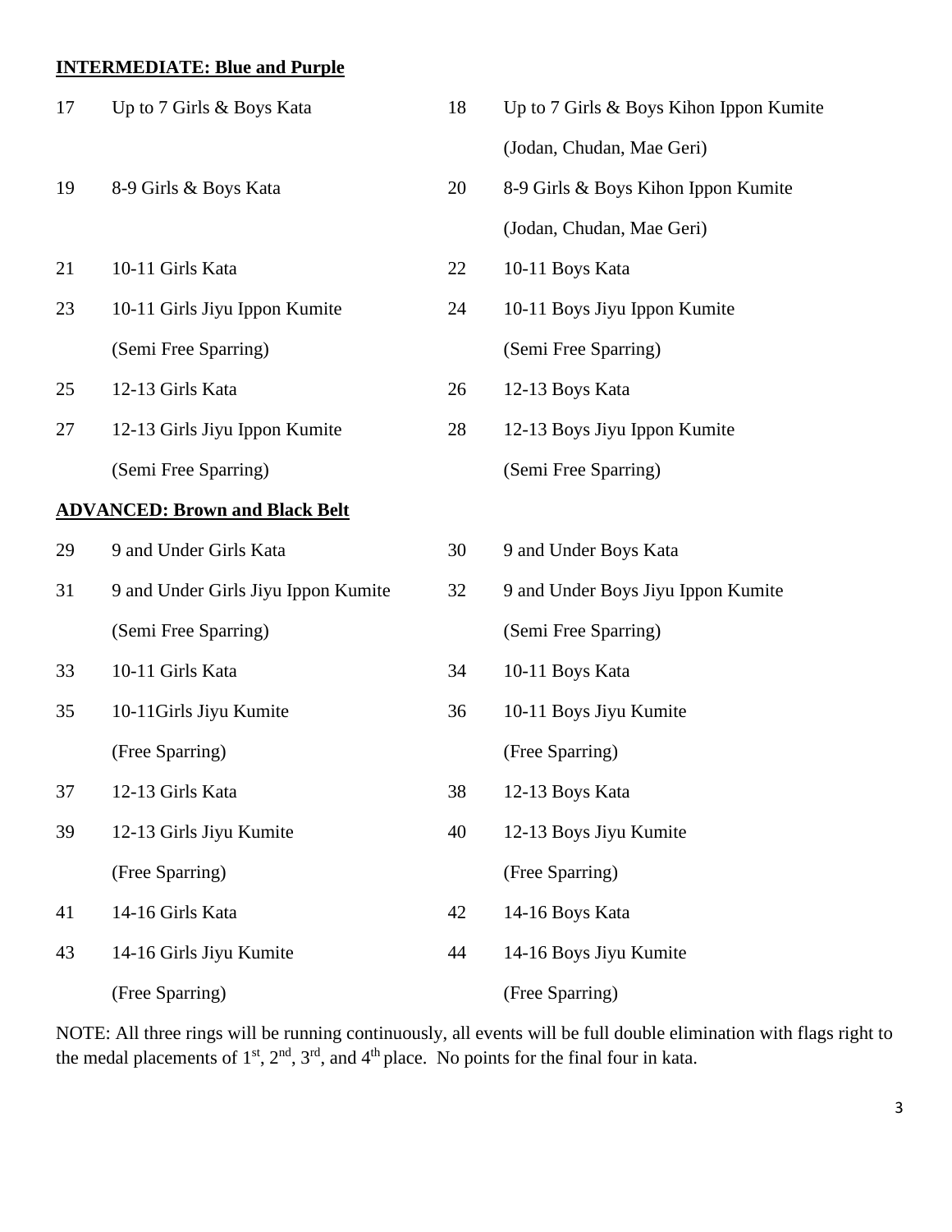**INTERMEDIATE: Blue and Purple**

| | | | |
|---|---|---|---|
| 17 | Up to 7 Girls & Boys Kata | 18 | Up to 7 Girls & Boys Kihon Ippon Kumite (Jodan, Chudan, Mae Geri) |
| 19 | 8-9 Girls & Boys Kata | 20 | 8-9 Girls & Boys Kihon Ippon Kumite (Jodan, Chudan, Mae Geri) |
| 21 | 10-11 Girls Kata | 22 | 10-11 Boys Kata |
| 23 | 10-11 Girls Jiyu Ippon Kumite (Semi Free Sparring) | 24 | 10-11 Boys Jiyu Ippon Kumite (Semi Free Sparring) |
| 25 | 12-13 Girls Kata | 26 | 12-13 Boys Kata |
| 27 | 12-13 Girls Jiyu Ippon Kumite (Semi Free Sparring) | 28 | 12-13 Boys Jiyu Ippon Kumite (Semi Free Sparring) |

**ADVANCED: Brown and Black Belt**

| | | | |
|---|---|---|---|
| 29 | 9 and Under Girls Kata | 30 | 9 and Under Boys Kata |
| 31 | 9 and Under Girls Jiyu Ippon Kumite (Semi Free Sparring) | 32 | 9 and Under Boys Jiyu Ippon Kumite (Semi Free Sparring) |
| 33 | 10-11 Girls Kata | 34 | 10-11 Boys Kata |
| 35 | 10-11Girls Jiyu Kumite (Free Sparring) | 36 | 10-11 Boys Jiyu Kumite (Free Sparring) |
| 37 | 12-13 Girls Kata | 38 | 12-13 Boys Kata |
| 39 | 12-13 Girls Jiyu Kumite (Free Sparring) | 40 | 12-13 Boys Jiyu Kumite (Free Sparring) |
| 41 | 14-16 Girls Kata | 42 | 14-16 Boys Kata |
| 43 | 14-16 Girls Jiyu Kumite (Free Sparring) | 44 | 14-16 Boys Jiyu Kumite (Free Sparring) |

NOTE: All three rings will be running continuously, all events will be full double elimination with flags right to the medal placements of 1st, 2nd, 3rd, and 4th place. No points for the final four in kata.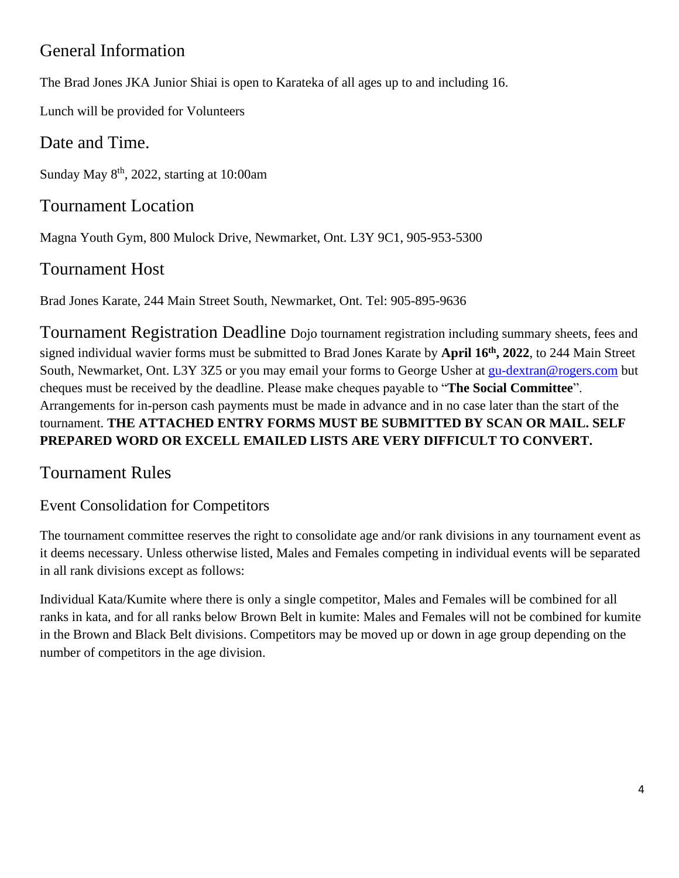## General Information

The Brad Jones JKA Junior Shiai is open to Karateka of all ages up to and including 16.

Lunch will be provided for Volunteers

## Date and Time.

Sunday May 8th, 2022, starting at 10:00am

## Tournament Location

Magna Youth Gym, 800 Mulock Drive, Newmarket, Ont. L3Y 9C1, 905-953-5300

## Tournament Host

Brad Jones Karate, 244 Main Street South, Newmarket, Ont. Tel: 905-895-9636

## Tournament Registration Deadline

Dojo tournament registration including summary sheets, fees and signed individual wavier forms must be submitted to Brad Jones Karate by **April 16th, 2022**, to 244 Main Street South, Newmarket, Ont. L3Y 3Z5 or you may email your forms to George Usher at gu-dextran@rogers.com but cheques must be received by the deadline. Please make cheques payable to "**The Social Committee**". Arrangements for in-person cash payments must be made in advance and in no case later than the start of the tournament. **THE ATTACHED ENTRY FORMS MUST BE SUBMITTED BY SCAN OR MAIL. SELF PREPARED WORD OR EXCELL EMAILED LISTS ARE VERY DIFFICULT TO CONVERT.**

## Tournament Rules

### Event Consolidation for Competitors

The tournament committee reserves the right to consolidate age and/or rank divisions in any tournament event as it deems necessary. Unless otherwise listed, Males and Females competing in individual events will be separated in all rank divisions except as follows:

Individual Kata/Kumite where there is only a single competitor, Males and Females will be combined for all ranks in kata, and for all ranks below Brown Belt in kumite: Males and Females will not be combined for kumite in the Brown and Black Belt divisions. Competitors may be moved up or down in age group depending on the number of competitors in the age division.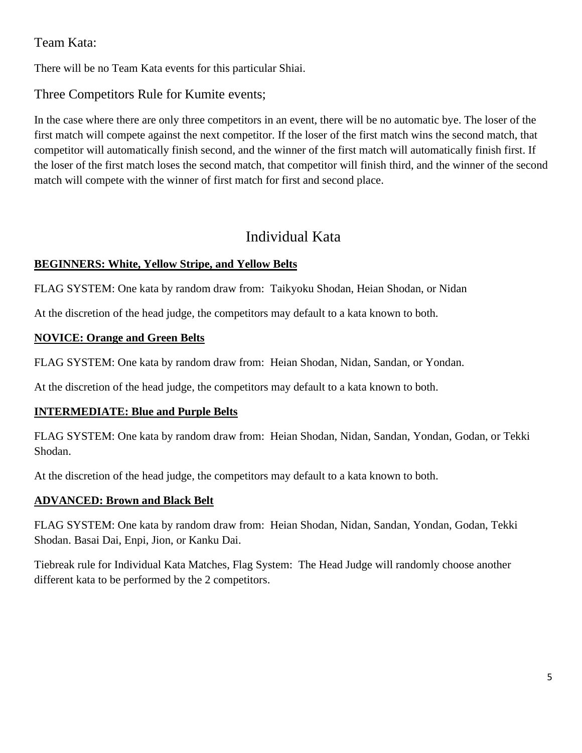## Team Kata:

There will be no Team Kata events for this particular Shiai.

## Three Competitors Rule for Kumite events;

In the case where there are only three competitors in an event, there will be no automatic bye. The loser of the first match will compete against the next competitor. If the loser of the first match wins the second match, that competitor will automatically finish second, and the winner of the first match will automatically finish first. If the loser of the first match loses the second match, that competitor will finish third, and the winner of the second match will compete with the winner of first match for first and second place.

# Individual Kata

**BEGINNERS: White, Yellow Stripe, and Yellow Belts**

FLAG SYSTEM: One kata by random draw from: Taikyoku Shodan, Heian Shodan, or Nidan

At the discretion of the head judge, the competitors may default to a kata known to both.

**NOVICE: Orange and Green Belts**

FLAG SYSTEM: One kata by random draw from: Heian Shodan, Nidan, Sandan, or Yondan.

At the discretion of the head judge, the competitors may default to a kata known to both.

**INTERMEDIATE: Blue and Purple Belts**

FLAG SYSTEM: One kata by random draw from: Heian Shodan, Nidan, Sandan, Yondan, Godan, or Tekki Shodan.

At the discretion of the head judge, the competitors may default to a kata known to both.

**ADVANCED: Brown and Black Belt**

FLAG SYSTEM: One kata by random draw from: Heian Shodan, Nidan, Sandan, Yondan, Godan, Tekki Shodan. Basai Dai, Enpi, Jion, or Kanku Dai.

Tiebreak rule for Individual Kata Matches, Flag System: The Head Judge will randomly choose another different kata to be performed by the 2 competitors.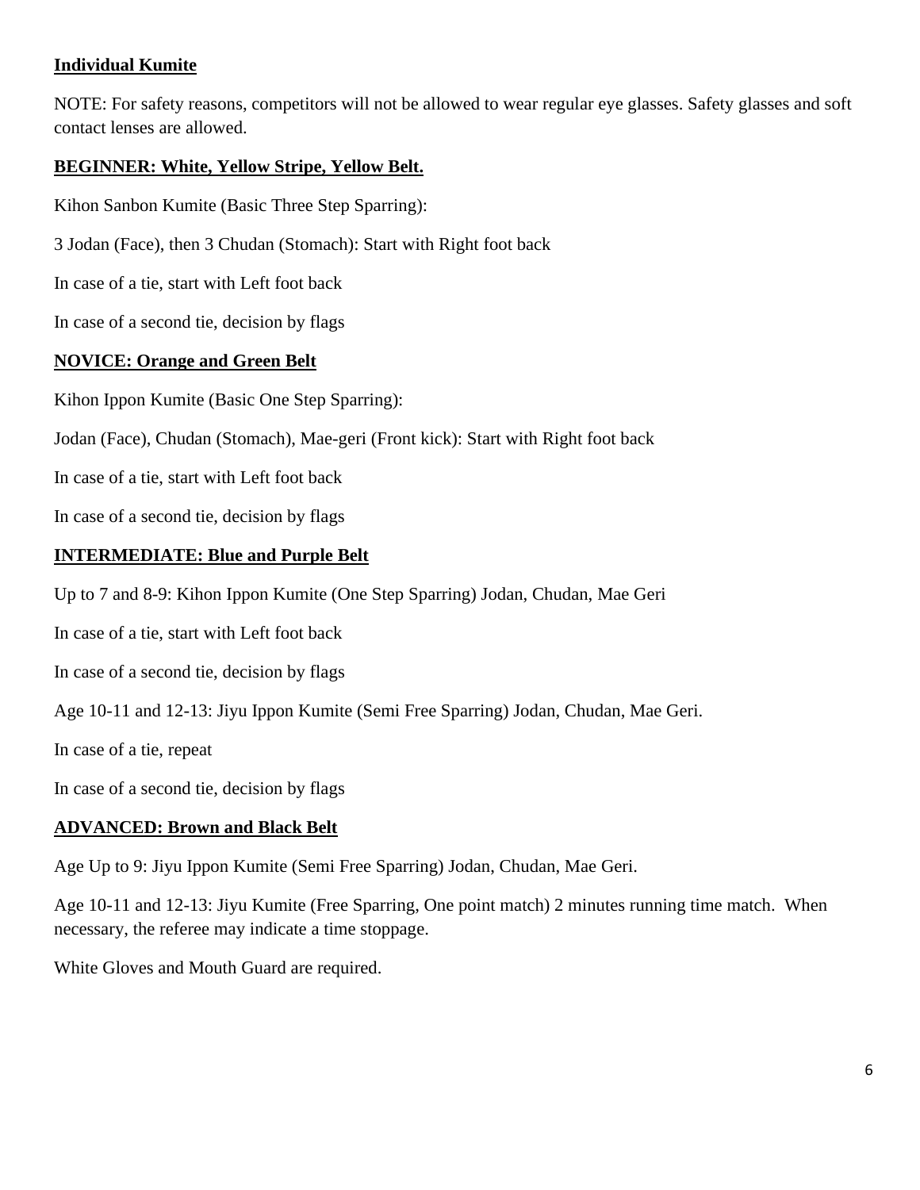**Individual Kumite**

NOTE: For safety reasons, competitors will not be allowed to wear regular eye glasses. Safety glasses and soft contact lenses are allowed.

**BEGINNER: White, Yellow Stripe, Yellow Belt.**

Kihon Sanbon Kumite (Basic Three Step Sparring):

3 Jodan (Face), then 3 Chudan (Stomach): Start with Right foot back

In case of a tie, start with Left foot back

In case of a second tie, decision by flags

**NOVICE: Orange and Green Belt**

Kihon Ippon Kumite (Basic One Step Sparring):

Jodan (Face), Chudan (Stomach), Mae-geri (Front kick): Start with Right foot back

In case of a tie, start with Left foot back

In case of a second tie, decision by flags

**INTERMEDIATE: Blue and Purple Belt**

Up to 7 and 8-9: Kihon Ippon Kumite (One Step Sparring) Jodan, Chudan, Mae Geri

In case of a tie, start with Left foot back

In case of a second tie, decision by flags

Age 10-11 and 12-13: Jiyu Ippon Kumite (Semi Free Sparring) Jodan, Chudan, Mae Geri.

In case of a tie, repeat

In case of a second tie, decision by flags

**ADVANCED: Brown and Black Belt**

Age Up to 9: Jiyu Ippon Kumite (Semi Free Sparring) Jodan, Chudan, Mae Geri.

Age 10-11 and 12-13: Jiyu Kumite (Free Sparring, One point match) 2 minutes running time match. When necessary, the referee may indicate a time stoppage.

White Gloves and Mouth Guard are required.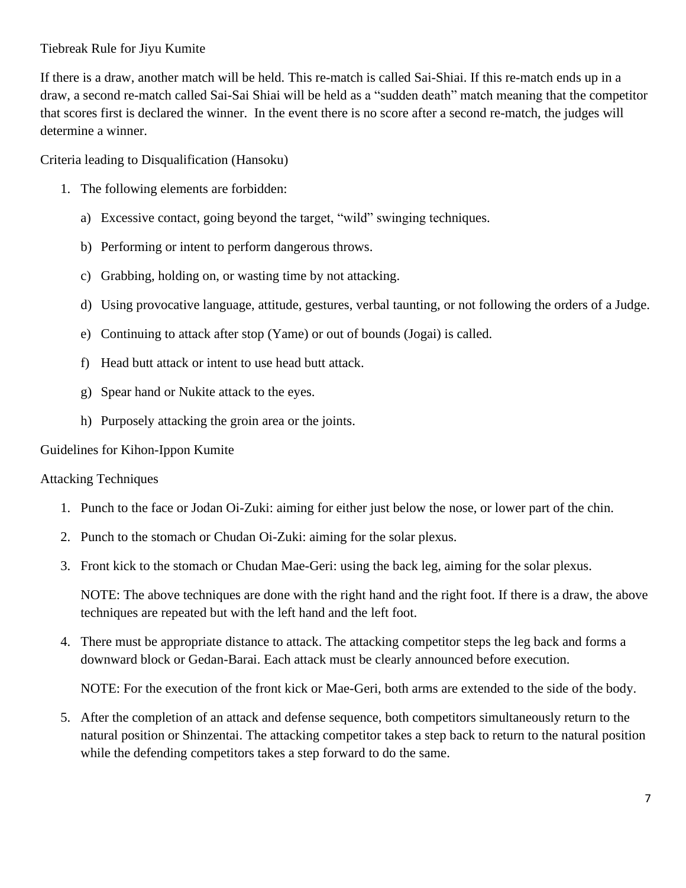Tiebreak Rule for Jiyu Kumite

If there is a draw, another match will be held. This re-match is called Sai-Shiai. If this re-match ends up in a draw, a second re-match called Sai-Sai Shiai will be held as a "sudden death" match meaning that the competitor that scores first is declared the winner. In the event there is no score after a second re-match, the judges will determine a winner.

Criteria leading to Disqualification (Hansoku)

1. The following elements are forbidden:

   a) Excessive contact, going beyond the target, "wild" swinging techniques.

   b) Performing or intent to perform dangerous throws.

   c) Grabbing, holding on, or wasting time by not attacking.

   d) Using provocative language, attitude, gestures, verbal taunting, or not following the orders of a Judge.

   e) Continuing to attack after stop (Yame) or out of bounds (Jogai) is called.

   f) Head butt attack or intent to use head butt attack.

   g) Spear hand or Nukite attack to the eyes.

   h) Purposely attacking the groin area or the joints.

Guidelines for Kihon-Ippon Kumite

Attacking Techniques

1. Punch to the face or Jodan Oi-Zuki: aiming for either just below the nose, or lower part of the chin.
2. Punch to the stomach or Chudan Oi-Zuki: aiming for the solar plexus.
3. Front kick to the stomach or Chudan Mae-Geri: using the back leg, aiming for the solar plexus.

   NOTE: The above techniques are done with the right hand and the right foot. If there is a draw, the above techniques are repeated but with the left hand and the left foot.

4. There must be appropriate distance to attack. The attacking competitor steps the leg back and forms a downward block or Gedan-Barai. Each attack must be clearly announced before execution.

   NOTE: For the execution of the front kick or Mae-Geri, both arms are extended to the side of the body.

5. After the completion of an attack and defense sequence, both competitors simultaneously return to the natural position or Shinzentai. The attacking competitor takes a step back to return to the natural position while the defending competitors takes a step forward to do the same.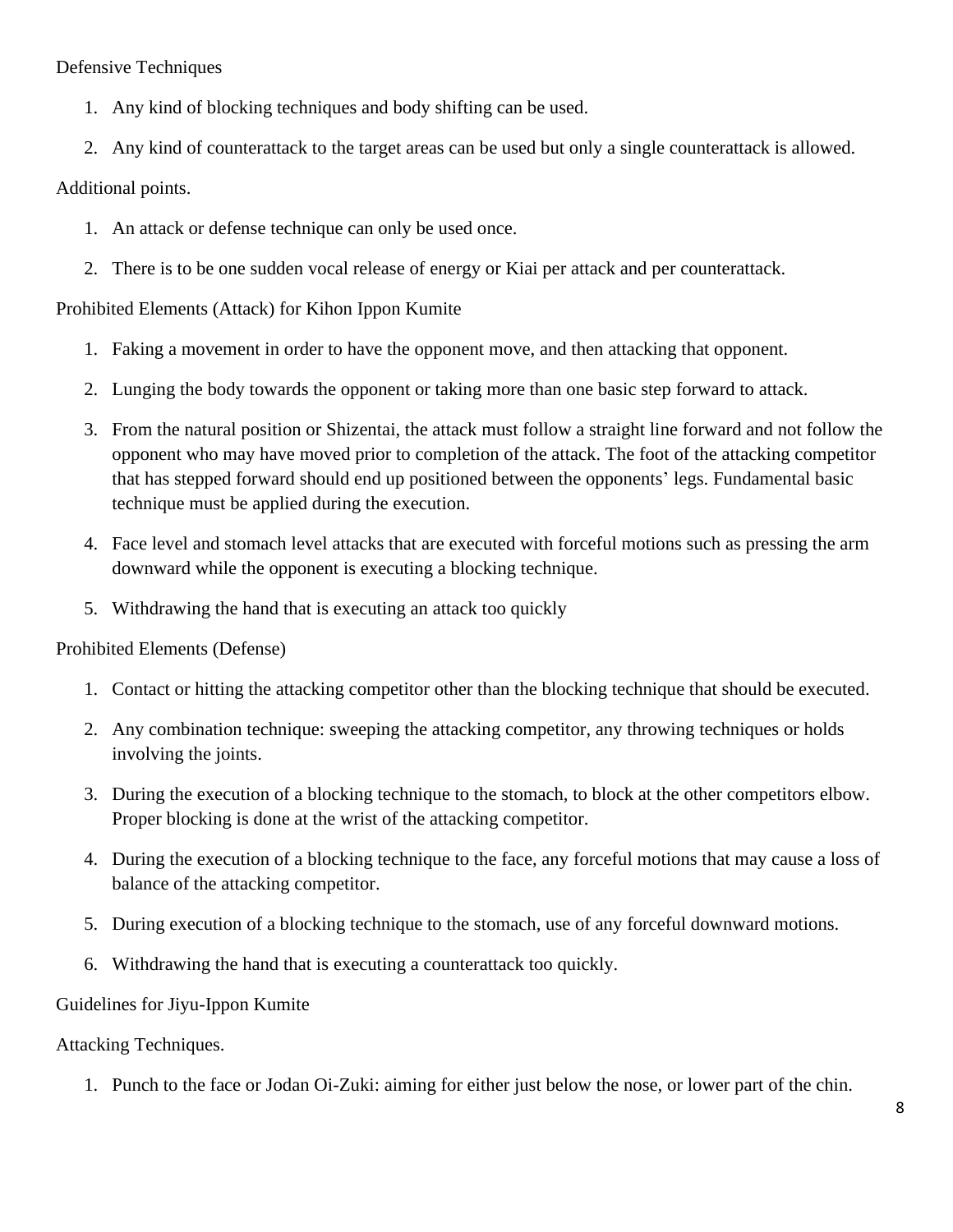Defensive Techniques

1. Any kind of blocking techniques and body shifting can be used.
2. Any kind of counterattack to the target areas can be used but only a single counterattack is allowed.

Additional points.

1. An attack or defense technique can only be used once.
2. There is to be one sudden vocal release of energy or Kiai per attack and per counterattack.

Prohibited Elements (Attack) for Kihon Ippon Kumite

1. Faking a movement in order to have the opponent move, and then attacking that opponent.
2. Lunging the body towards the opponent or taking more than one basic step forward to attack.
3. From the natural position or Shizentai, the attack must follow a straight line forward and not follow the opponent who may have moved prior to completion of the attack. The foot of the attacking competitor that has stepped forward should end up positioned between the opponents' legs. Fundamental basic technique must be applied during the execution.
4. Face level and stomach level attacks that are executed with forceful motions such as pressing the arm downward while the opponent is executing a blocking technique.
5. Withdrawing the hand that is executing an attack too quickly

Prohibited Elements (Defense)

1. Contact or hitting the attacking competitor other than the blocking technique that should be executed.
2. Any combination technique: sweeping the attacking competitor, any throwing techniques or holds involving the joints.
3. During the execution of a blocking technique to the stomach, to block at the other competitors elbow. Proper blocking is done at the wrist of the attacking competitor.
4. During the execution of a blocking technique to the face, any forceful motions that may cause a loss of balance of the attacking competitor.
5. During execution of a blocking technique to the stomach, use of any forceful downward motions.
6. Withdrawing the hand that is executing a counterattack too quickly.

Guidelines for Jiyu-Ippon Kumite

Attacking Techniques.

1. Punch to the face or Jodan Oi-Zuki: aiming for either just below the nose, or lower part of the chin.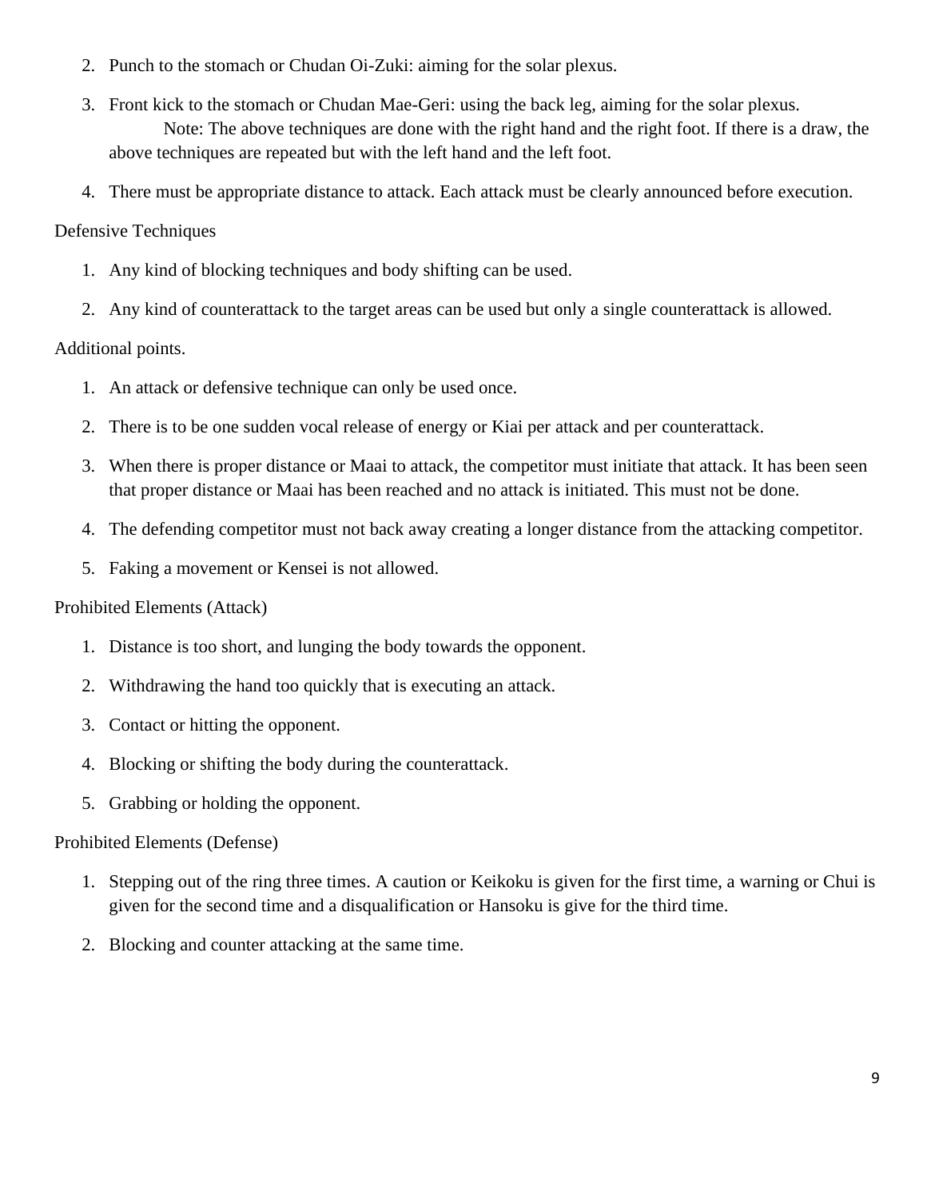2. Punch to the stomach or Chudan Oi-Zuki: aiming for the solar plexus.
3. Front kick to the stomach or Chudan Mae-Geri: using the back leg, aiming for the solar plexus.
   Note: The above techniques are done with the right hand and the right foot. If there is a draw, the above techniques are repeated but with the left hand and the left foot.
4. There must be appropriate distance to attack. Each attack must be clearly announced before execution.

Defensive Techniques

1. Any kind of blocking techniques and body shifting can be used.
2. Any kind of counterattack to the target areas can be used but only a single counterattack is allowed.

Additional points.

1. An attack or defensive technique can only be used once.
2. There is to be one sudden vocal release of energy or Kiai per attack and per counterattack.
3. When there is proper distance or Maai to attack, the competitor must initiate that attack. It has been seen that proper distance or Maai has been reached and no attack is initiated. This must not be done.
4. The defending competitor must not back away creating a longer distance from the attacking competitor.
5. Faking a movement or Kensei is not allowed.

Prohibited Elements (Attack)

1. Distance is too short, and lunging the body towards the opponent.
2. Withdrawing the hand too quickly that is executing an attack.
3. Contact or hitting the opponent.
4. Blocking or shifting the body during the counterattack.
5. Grabbing or holding the opponent.

Prohibited Elements (Defense)

1. Stepping out of the ring three times. A caution or Keikoku is given for the first time, a warning or Chui is given for the second time and a disqualification or Hansoku is give for the third time.
2. Blocking and counter attacking at the same time.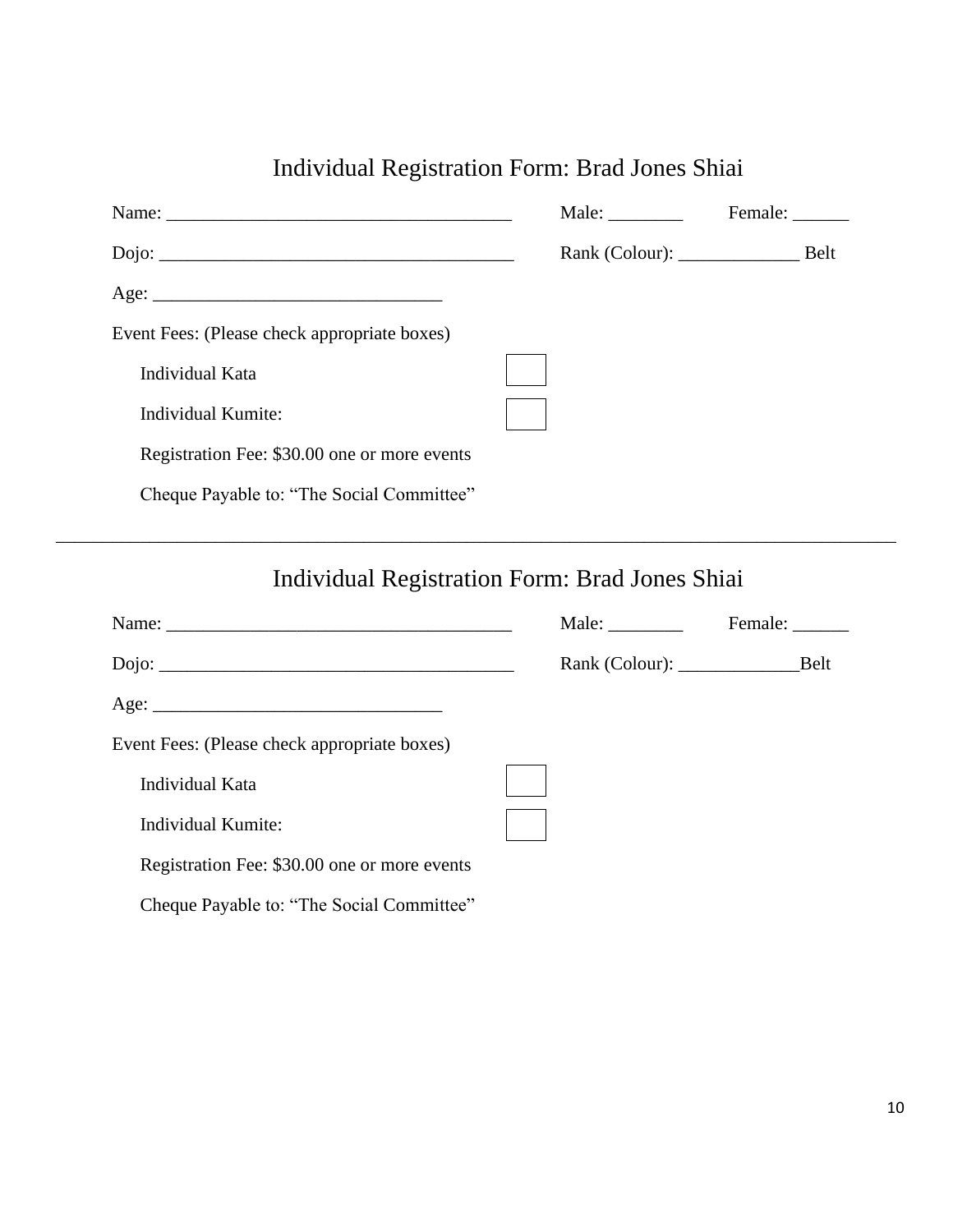## Individual Registration Form: Brad Jones Shiai

Name: _____________________________________ Male: ________ Female: ______

Dojo: ______________________________________ Rank (Colour): _____________ Belt

Age: ______________________________

Event Fees: (Please check appropriate boxes)

Individual Kata ☐

Individual Kumite: ☐

Registration Fee: $30.00 one or more events

Cheque Payable to: "The Social Committee"

---

## Individual Registration Form: Brad Jones Shiai

Name: _____________________________________ Male: ________ Female: ______

Dojo: ______________________________________ Rank (Colour): _____________Belt

Age: ______________________________

Event Fees: (Please check appropriate boxes)

Individual Kata ☐

Individual Kumite: ☐

Registration Fee: $30.00 one or more events

Cheque Payable to: "The Social Committee"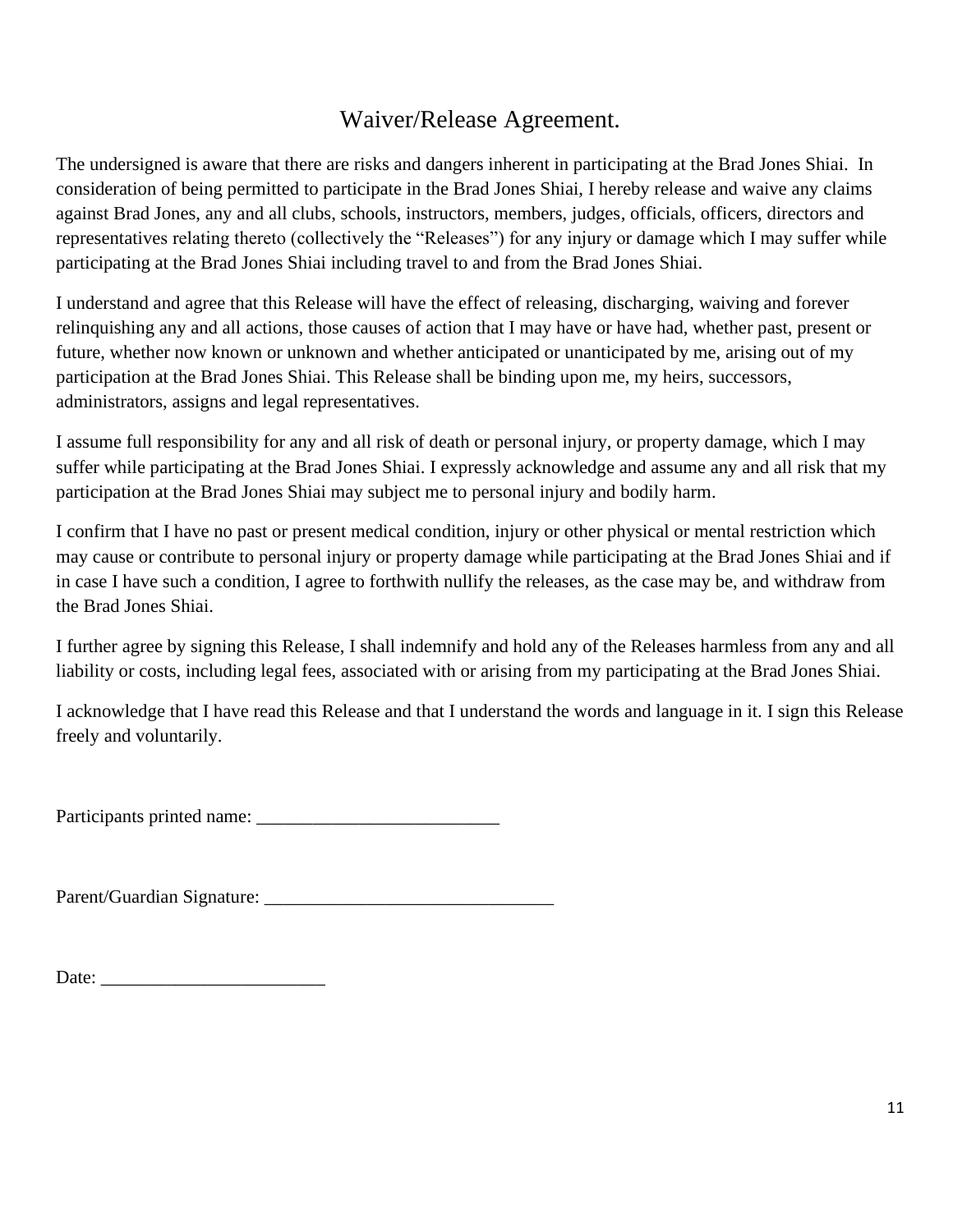# Waiver/Release Agreement.

The undersigned is aware that there are risks and dangers inherent in participating at the Brad Jones Shiai. In consideration of being permitted to participate in the Brad Jones Shiai, I hereby release and waive any claims against Brad Jones, any and all clubs, schools, instructors, members, judges, officials, officers, directors and representatives relating thereto (collectively the "Releases") for any injury or damage which I may suffer while participating at the Brad Jones Shiai including travel to and from the Brad Jones Shiai.

I understand and agree that this Release will have the effect of releasing, discharging, waiving and forever relinquishing any and all actions, those causes of action that I may have or have had, whether past, present or future, whether now known or unknown and whether anticipated or unanticipated by me, arising out of my participation at the Brad Jones Shiai. This Release shall be binding upon me, my heirs, successors, administrators, assigns and legal representatives.

I assume full responsibility for any and all risk of death or personal injury, or property damage, which I may suffer while participating at the Brad Jones Shiai. I expressly acknowledge and assume any and all risk that my participation at the Brad Jones Shiai may subject me to personal injury and bodily harm.

I confirm that I have no past or present medical condition, injury or other physical or mental restriction which may cause or contribute to personal injury or property damage while participating at the Brad Jones Shiai and if in case I have such a condition, I agree to forthwith nullify the releases, as the case may be, and withdraw from the Brad Jones Shiai.

I further agree by signing this Release, I shall indemnify and hold any of the Releases harmless from any and all liability or costs, including legal fees, associated with or arising from my participating at the Brad Jones Shiai.

I acknowledge that I have read this Release and that I understand the words and language in it. I sign this Release freely and voluntarily.

Participants printed name: __________________________

Parent/Guardian Signature: _______________________________

Date: ________________________